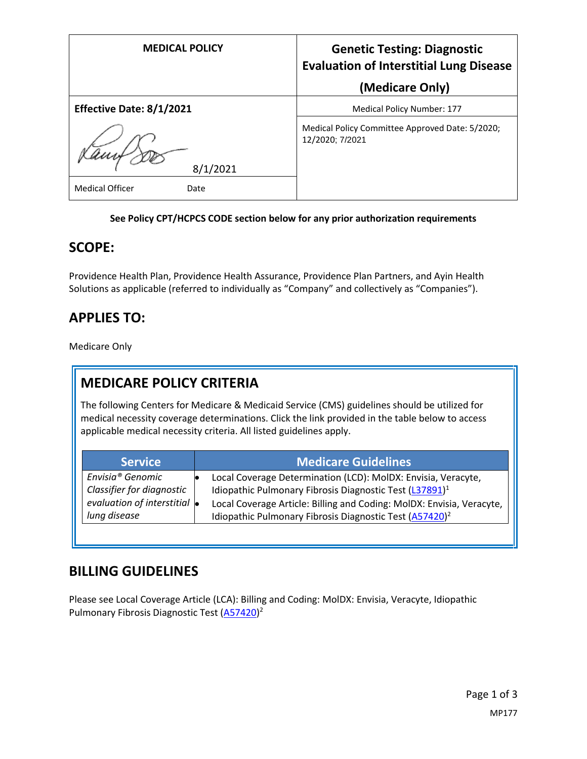| MEDICAL POLICY | Genetic Testing: Diagnostic Evaluation of Interstitial Lung Disease (Medicare Only) |
|---|---|
| **Effective Date: 8/1/2021** | Medical Policy Number: 177 |
| 8/1/2021 | Medical Policy Committee Approved Date: 5/2020; 12/2020; 7/2021 |
| Medical Officer Date | |

**See Policy CPT/HCPCS CODE section below for any prior authorization requirements**

## SCOPE:

Providence Health Plan, Providence Health Assurance, Providence Plan Partners, and Ayin Health Solutions as applicable (referred to individually as "Company" and collectively as "Companies").

## APPLIES TO:

Medicare Only

## MEDICARE POLICY CRITERIA

The following Centers for Medicare & Medicaid Service (CMS) guidelines should be utilized for medical necessity coverage determinations. Click the link provided in the table below to access applicable medical necessity criteria. All listed guidelines apply.

| Service | Medicare Guidelines |
|---|---|
| *Envisia® Genomic Classifier for diagnostic evaluation of interstitial lung disease* | • Local Coverage Determination (LCD): MolDX: Envisia, Veracyte, Idiopathic Pulmonary Fibrosis Diagnostic Test (L37891)[1] <br> • Local Coverage Article: Billing and Coding: MolDX: Envisia, Veracyte, Idiopathic Pulmonary Fibrosis Diagnostic Test (A57420)[2] |

## BILLING GUIDELINES

Please see Local Coverage Article (LCA): Billing and Coding: MolDX: Envisia, Veracyte, Idiopathic Pulmonary Fibrosis Diagnostic Test (A57420)[2]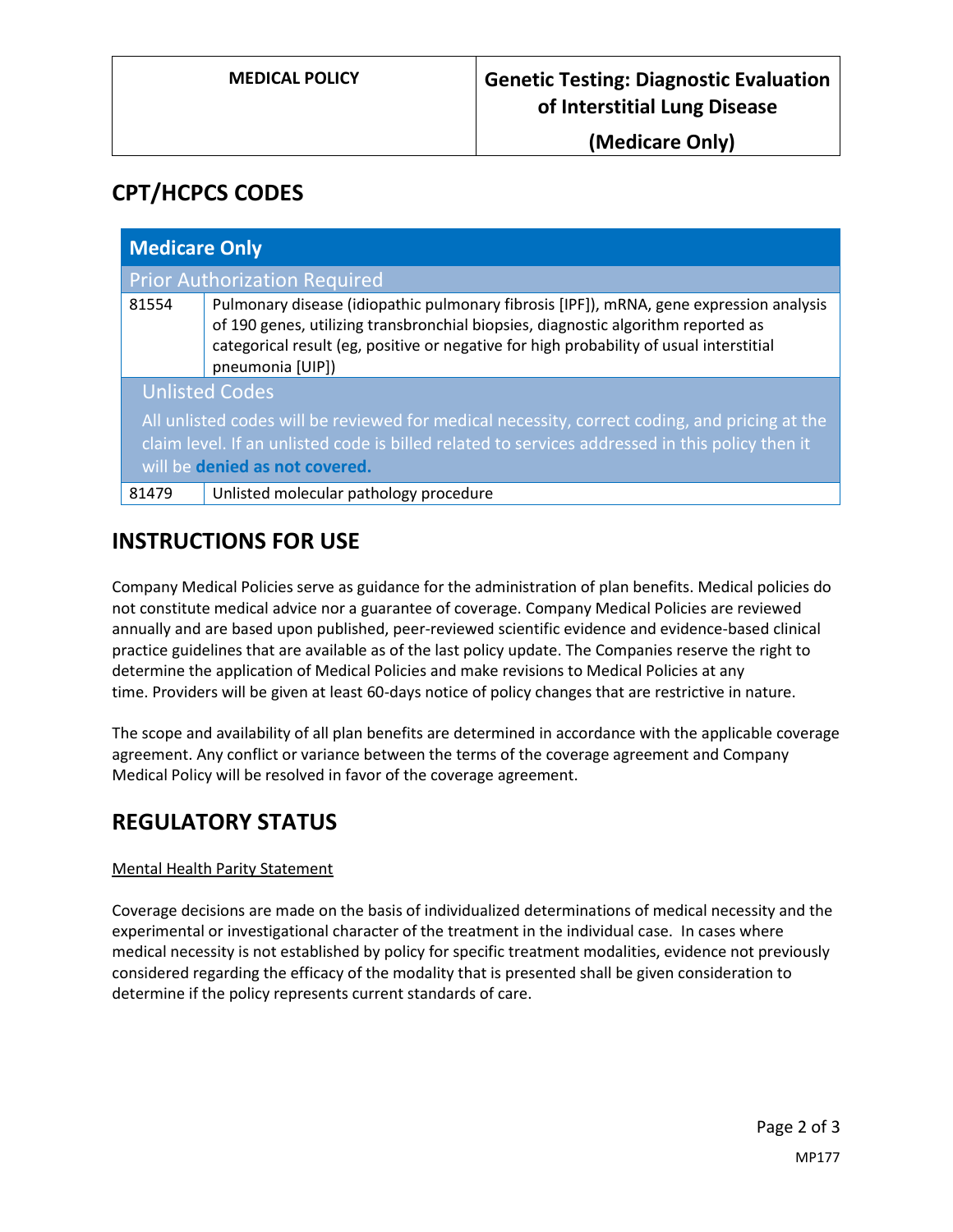## CPT/HCPCS CODES

| Medicare Only | |
|---|---|
| **Prior Authorization Required** | |
| 81554 | Pulmonary disease (idiopathic pulmonary fibrosis [IPF]), mRNA, gene expression analysis of 190 genes, utilizing transbronchial biopsies, diagnostic algorithm reported as categorical result (eg, positive or negative for high probability of usual interstitial pneumonia [UIP]) |
| **Unlisted Codes**<br>All unlisted codes will be reviewed for medical necessity, correct coding, and pricing at the claim level. If an unlisted code is billed related to services addressed in this policy then it will be **denied as not covered.** | |
| 81479 | Unlisted molecular pathology procedure |

## INSTRUCTIONS FOR USE

Company Medical Policies serve as guidance for the administration of plan benefits. Medical policies do not constitute medical advice nor a guarantee of coverage. Company Medical Policies are reviewed annually and are based upon published, peer-reviewed scientific evidence and evidence-based clinical practice guidelines that are available as of the last policy update. The Companies reserve the right to determine the application of Medical Policies and make revisions to Medical Policies at any time. Providers will be given at least 60-days notice of policy changes that are restrictive in nature.

The scope and availability of all plan benefits are determined in accordance with the applicable coverage agreement. Any conflict or variance between the terms of the coverage agreement and Company Medical Policy will be resolved in favor of the coverage agreement.

## REGULATORY STATUS

Mental Health Parity Statement

Coverage decisions are made on the basis of individualized determinations of medical necessity and the experimental or investigational character of the treatment in the individual case. In cases where medical necessity is not established by policy for specific treatment modalities, evidence not previously considered regarding the efficacy of the modality that is presented shall be given consideration to determine if the policy represents current standards of care.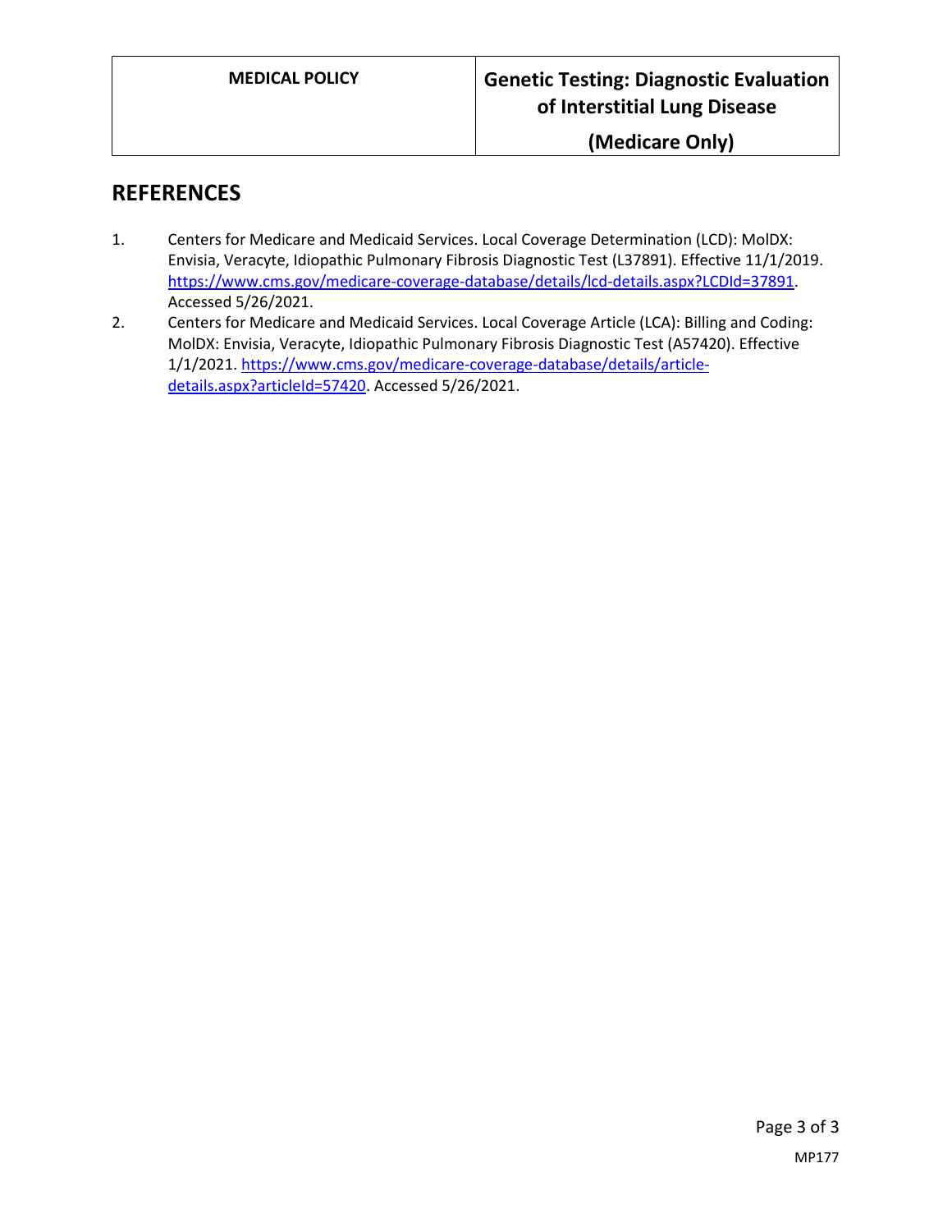## REFERENCES

1. Centers for Medicare and Medicaid Services. Local Coverage Determination (LCD): MolDX: Envisia, Veracyte, Idiopathic Pulmonary Fibrosis Diagnostic Test (L37891). Effective 11/1/2019. https://www.cms.gov/medicare-coverage-database/details/lcd-details.aspx?LCDId=37891. Accessed 5/26/2021.
2. Centers for Medicare and Medicaid Services. Local Coverage Article (LCA): Billing and Coding: MolDX: Envisia, Veracyte, Idiopathic Pulmonary Fibrosis Diagnostic Test (A57420). Effective 1/1/2021. https://www.cms.gov/medicare-coverage-database/details/article-details.aspx?articleId=57420. Accessed 5/26/2021.